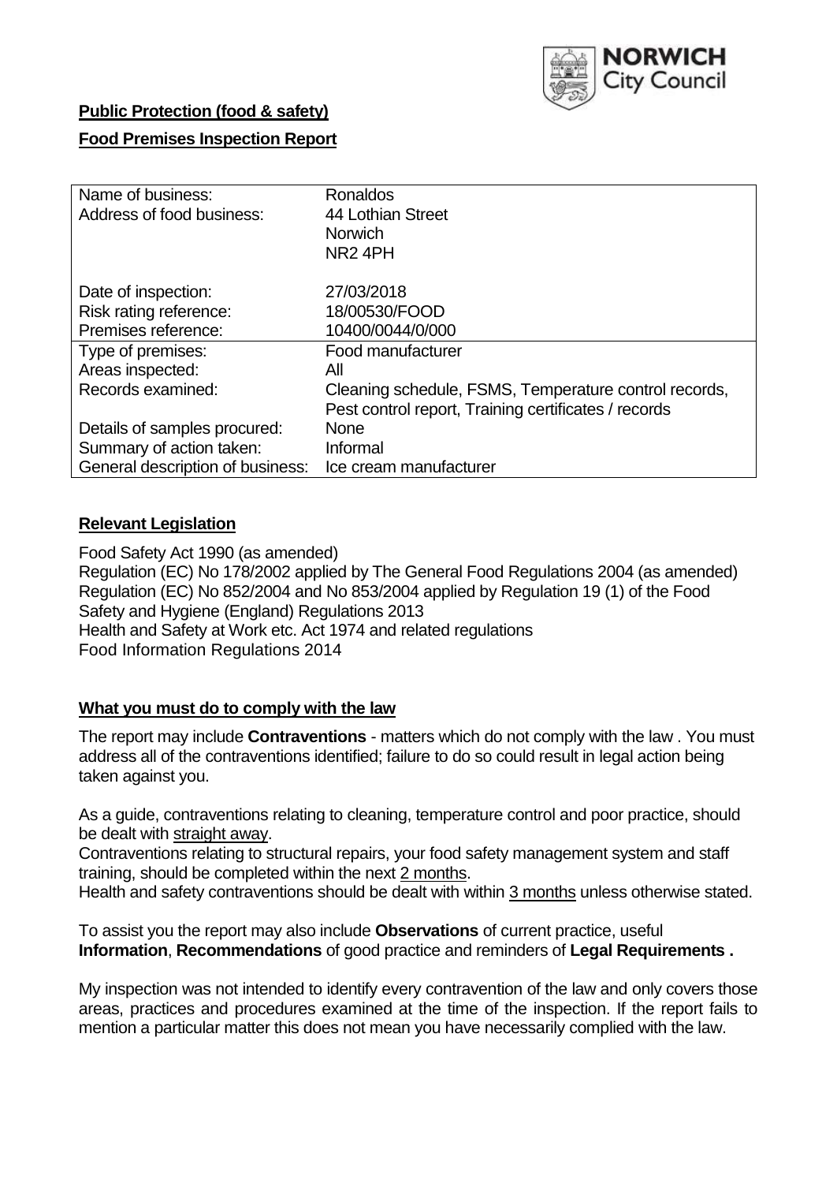NORWICH City Council

**Public Protection (food & safety)**

**Food Premises Inspection Report**

| Name of business: | Ronaldos |
|---|---|
| Address of food business: | 44 Lothian Street<br>Norwich<br>NR2 4PH |
| Date of inspection: | 27/03/2018 |
| Risk rating reference: | 18/00530/FOOD |
| Premises reference: | 10400/0044/0/000 |
| Type of premises: | Food manufacturer |
| Areas inspected: | All |
| Records examined: | Cleaning schedule, FSMS, Temperature control records, Pest control report, Training certificates / records |
| Details of samples procured: | None |
| Summary of action taken: | Informal |
| General description of business: | Ice cream manufacturer |

## Relevant Legislation

Food Safety Act 1990 (as amended)
Regulation (EC) No 178/2002 applied by The General Food Regulations 2004 (as amended)
Regulation (EC) No 852/2004 and No 853/2004 applied by Regulation 19 (1) of the Food Safety and Hygiene (England) Regulations 2013
Health and Safety at Work etc. Act 1974 and related regulations
Food Information Regulations 2014

## What you must do to comply with the law

The report may include **Contraventions** - matters which do not comply with the law . You must address all of the contraventions identified; failure to do so could result in legal action being taken against you.

As a guide, contraventions relating to cleaning, temperature control and poor practice, should be dealt with straight away.

Contraventions relating to structural repairs, your food safety management system and staff training, should be completed within the next 2 months.

Health and safety contraventions should be dealt with within 3 months unless otherwise stated.

To assist you the report may also include **Observations** of current practice, useful **Information**, **Recommendations** of good practice and reminders of **Legal Requirements .**

My inspection was not intended to identify every contravention of the law and only covers those areas, practices and procedures examined at the time of the inspection. If the report fails to mention a particular matter this does not mean you have necessarily complied with the law.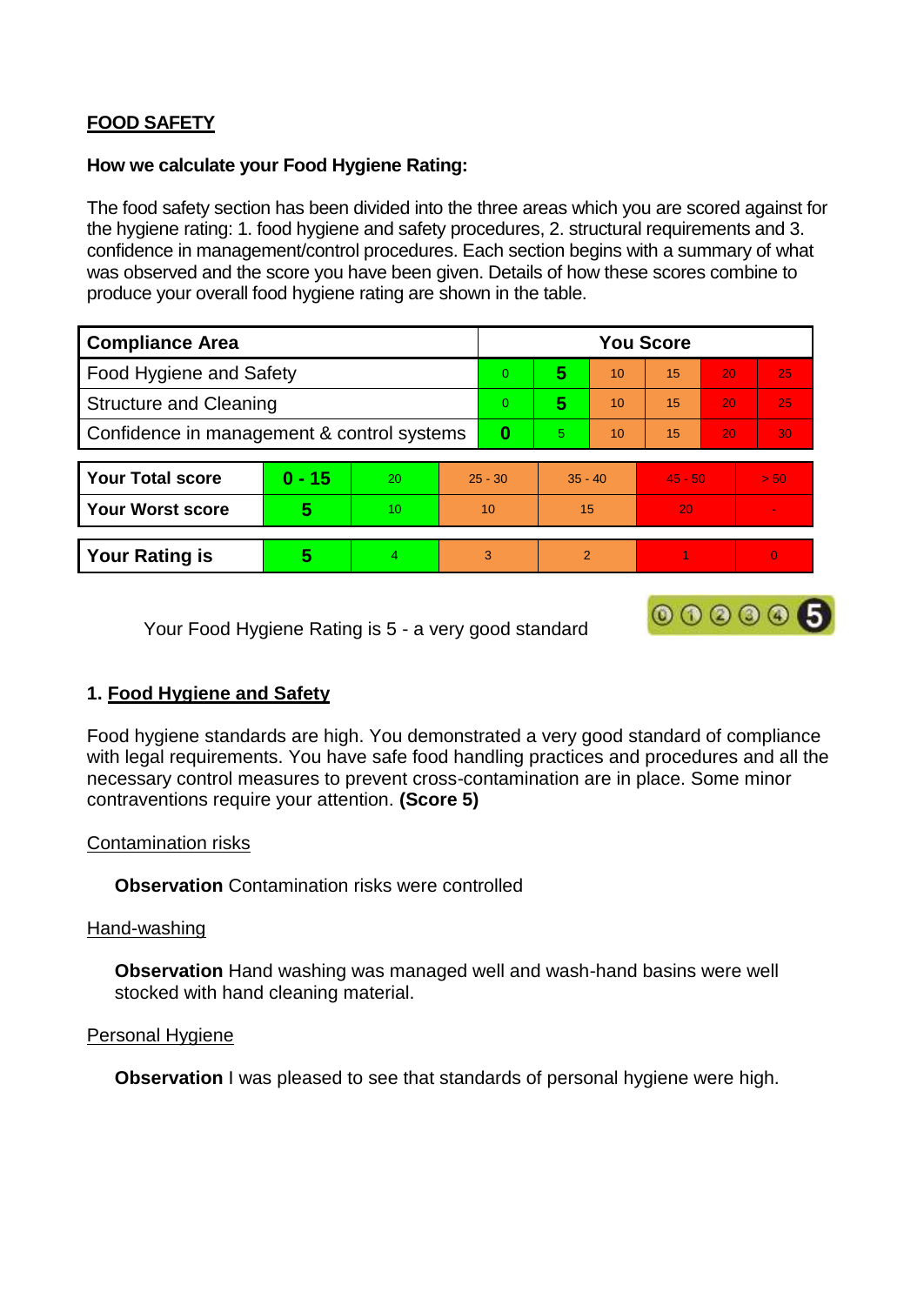## FOOD SAFETY

**How we calculate your Food Hygiene Rating:**

The food safety section has been divided into the three areas which you are scored against for the hygiene rating: 1. food hygiene and safety procedures, 2. structural requirements and 3. confidence in management/control procedures. Each section begins with a summary of what was observed and the score you have been given. Details of how these scores combine to produce your overall food hygiene rating are shown in the table.

| Compliance Area | You Score | | | | | |
|---|---|---|---|---|---|---|
| Food Hygiene and Safety | 0 | **5** | 10 | 15 | 20 | 25 |
| Structure and Cleaning | 0 | **5** | 10 | 15 | 20 | 25 |
| Confidence in management & control systems | **0** | 5 | 10 | 15 | 20 | 30 |

| | | | | | | |
|---|---|---|---|---|---|---|
| **Your Total score** | **0 - 15** | 20 | 25 - 30 | 35 - 40 | 45 - 50 | > 50 |
| **Your Worst score** | **5** | 10 | 10 | 15 | 20 | - |

| | | | | | | |
|---|---|---|---|---|---|---|
| **Your Rating is** | **5** | 4 | 3 | 2 | 1 | 0 |

Your Food Hygiene Rating is 5 - a very good standard

## 1. Food Hygiene and Safety

Food hygiene standards are high. You demonstrated a very good standard of compliance with legal requirements. You have safe food handling practices and procedures and all the necessary control measures to prevent cross-contamination are in place. Some minor contraventions require your attention. **(Score 5)**

Contamination risks

**Observation** Contamination risks were controlled

Hand-washing

**Observation** Hand washing was managed well and wash-hand basins were well stocked with hand cleaning material.

Personal Hygiene

**Observation** I was pleased to see that standards of personal hygiene were high.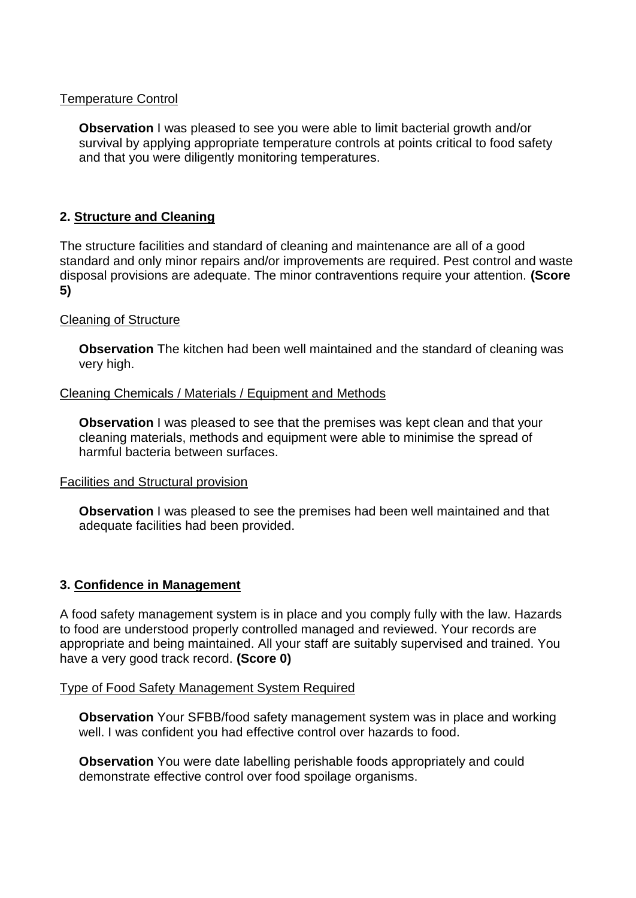Temperature Control

**Observation** I was pleased to see you were able to limit bacterial growth and/or survival by applying appropriate temperature controls at points critical to food safety and that you were diligently monitoring temperatures.

## 2. Structure and Cleaning

The structure facilities and standard of cleaning and maintenance are all of a good standard and only minor repairs and/or improvements are required. Pest control and waste disposal provisions are adequate. The minor contraventions require your attention. **(Score 5)**

Cleaning of Structure

**Observation** The kitchen had been well maintained and the standard of cleaning was very high.

Cleaning Chemicals / Materials / Equipment and Methods

**Observation** I was pleased to see that the premises was kept clean and that your cleaning materials, methods and equipment were able to minimise the spread of harmful bacteria between surfaces.

Facilities and Structural provision

**Observation** I was pleased to see the premises had been well maintained and that adequate facilities had been provided.

## 3. Confidence in Management

A food safety management system is in place and you comply fully with the law. Hazards to food are understood properly controlled managed and reviewed. Your records are appropriate and being maintained. All your staff are suitably supervised and trained. You have a very good track record. **(Score 0)**

Type of Food Safety Management System Required

**Observation** Your SFBB/food safety management system was in place and working well. I was confident you had effective control over hazards to food.

**Observation** You were date labelling perishable foods appropriately and could demonstrate effective control over food spoilage organisms.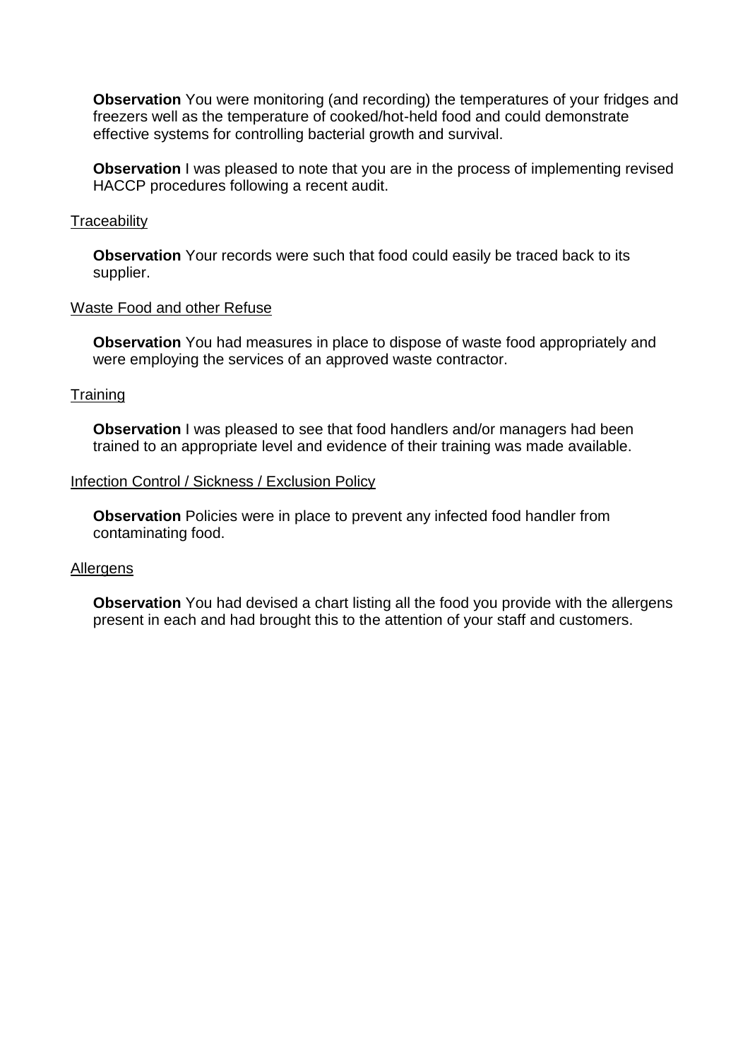**Observation** You were monitoring (and recording) the temperatures of your fridges and freezers well as the temperature of cooked/hot-held food and could demonstrate effective systems for controlling bacterial growth and survival.

**Observation** I was pleased to note that you are in the process of implementing revised HACCP procedures following a recent audit.

<u>Traceability</u>

**Observation** Your records were such that food could easily be traced back to its supplier.

<u>Waste Food and other Refuse</u>

**Observation** You had measures in place to dispose of waste food appropriately and were employing the services of an approved waste contractor.

<u>Training</u>

**Observation** I was pleased to see that food handlers and/or managers had been trained to an appropriate level and evidence of their training was made available.

<u>Infection Control / Sickness / Exclusion Policy</u>

**Observation** Policies were in place to prevent any infected food handler from contaminating food.

<u>Allergens</u>

**Observation** You had devised a chart listing all the food you provide with the allergens present in each and had brought this to the attention of your staff and customers.